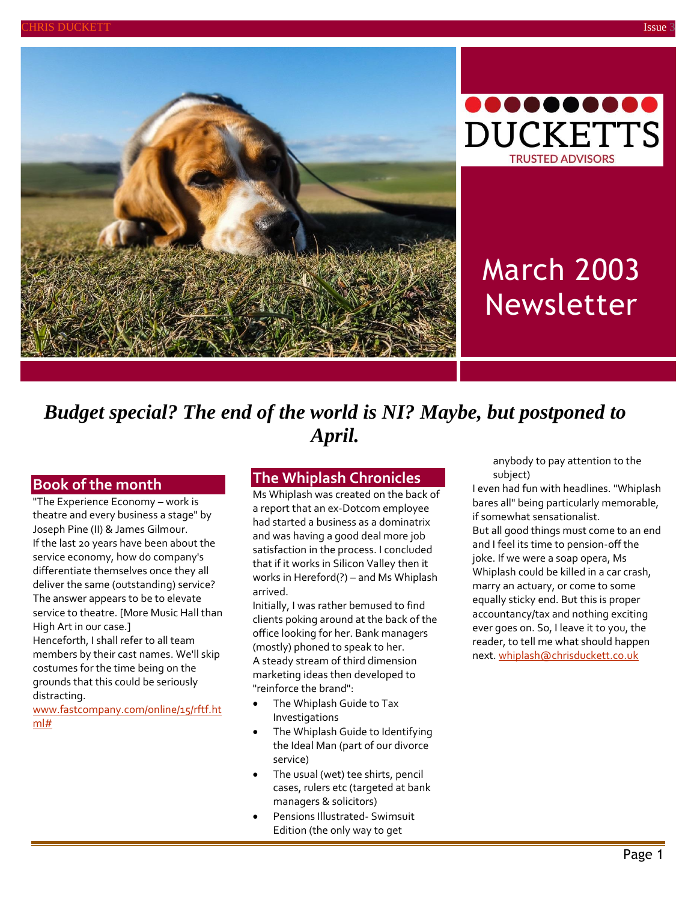DUCKETTS

TRUSTED ADVISORS

# March 2003 Newsletter

***Budget special? The end of the world is NI? Maybe, but postponed to April.***

## Book of the month

"The Experience Economy – work is theatre and every business a stage" by Joseph Pine (II) & James Gilmour.

If the last 20 years have been about the service economy, how do company's differentiate themselves once they all deliver the same (outstanding) service? The answer appears to be to elevate service to theatre. [More Music Hall than High Art in our case.]

Henceforth, I shall refer to all team members by their cast names. We'll skip costumes for the time being on the grounds that this could be seriously distracting.

www.fastcompany.com/online/15/rftf.html#

## The Whiplash Chronicles

Ms Whiplash was created on the back of a report that an ex-Dotcom employee had started a business as a dominatrix and was having a good deal more job satisfaction in the process. I concluded that if it works in Silicon Valley then it works in Hereford(?) – and Ms Whiplash arrived.

Initially, I was rather bemused to find clients poking around at the back of the office looking for her. Bank managers (mostly) phoned to speak to her.

A steady stream of third dimension marketing ideas then developed to "reinforce the brand":

- The Whiplash Guide to Tax Investigations
- The Whiplash Guide to Identifying the Ideal Man (part of our divorce service)
- The usual (wet) tee shirts, pencil cases, rulers etc (targeted at bank managers & solicitors)
- Pensions Illustrated- Swimsuit Edition (the only way to get anybody to pay attention to the subject)

I even had fun with headlines. "Whiplash bares all" being particularly memorable, if somewhat sensationalist.

But all good things must come to an end and I feel its time to pension-off the joke. If we were a soap opera, Ms Whiplash could be killed in a car crash, marry an actuary, or come to some equally sticky end. But this is proper accountancy/tax and nothing exciting ever goes on. So, I leave it to you, the reader, to tell me what should happen next. whiplash@chrisduckett.co.uk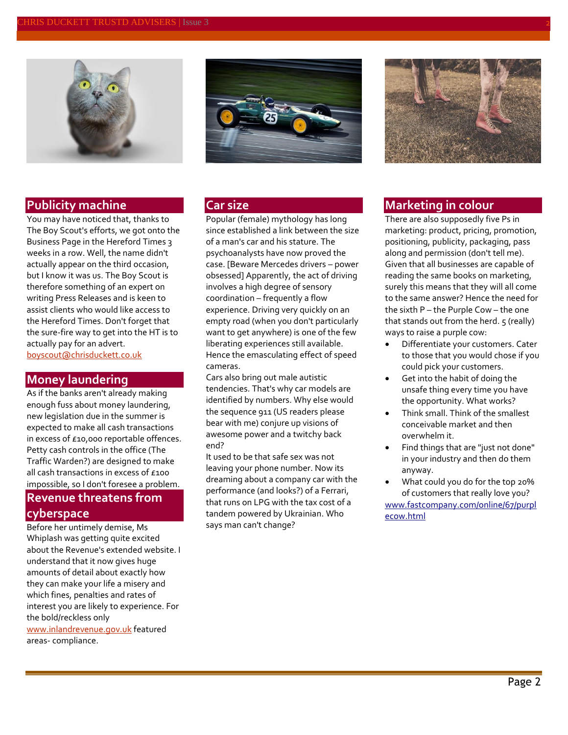## Publicity machine

You may have noticed that, thanks to The Boy Scout's efforts, we got onto the Business Page in the Hereford Times 3 weeks in a row. Well, the name didn't actually appear on the third occasion, but I know it was us. The Boy Scout is therefore something of an expert on writing Press Releases and is keen to assist clients who would like access to the Hereford Times. Don't forget that the sure-fire way to get into the HT is to actually pay for an advert.
boyscout@chrisduckett.co.uk

## Money laundering

As if the banks aren't already making enough fuss about money laundering, new legislation due in the summer is expected to make all cash transactions in excess of £10,000 reportable offences. Petty cash controls in the office (The Traffic Warden?) are designed to make all cash transactions in excess of £100 impossible, so I don't foresee a problem.

## Revenue threatens from cyberspace

Before her untimely demise, Ms Whiplash was getting quite excited about the Revenue's extended website. I understand that it now gives huge amounts of detail about exactly how they can make your life a misery and which fines, penalties and rates of interest you are likely to experience. For the bold/reckless only www.inlandrevenue.gov.uk featured areas- compliance.

## Car size

Popular (female) mythology has long since established a link between the size of a man's car and his stature. The psychoanalysts have now proved the case. [Beware Mercedes drivers – power obsessed] Apparently, the act of driving involves a high degree of sensory coordination – frequently a flow experience. Driving very quickly on an empty road (when you don't particularly want to get anywhere) is one of the few liberating experiences still available. Hence the emasculating effect of speed cameras.

Cars also bring out male autistic tendencies. That's why car models are identified by numbers. Why else would the sequence 911 (US readers please bear with me) conjure up visions of awesome power and a twitchy back end?

It used to be that safe sex was not leaving your phone number. Now its dreaming about a company car with the performance (and looks?) of a Ferrari, that runs on LPG with the tax cost of a tandem powered by Ukrainian. Who says man can't change?

## Marketing in colour

There are also supposedly five Ps in marketing: product, pricing, promotion, positioning, publicity, packaging, pass along and permission (don't tell me). Given that all businesses are capable of reading the same books on marketing, surely this means that they will all come to the same answer? Hence the need for the sixth P – the Purple Cow – the one that stands out from the herd. 5 (really) ways to raise a purple cow:

- Differentiate your customers. Cater to those that you would chose if you could pick your customers.
- Get into the habit of doing the unsafe thing every time you have the opportunity. What works?
- Think small. Think of the smallest conceivable market and then overwhelm it.
- Find things that are "just not done" in your industry and then do them anyway.
- What could you do for the top 20% of customers that really love you?

www.fastcompany.com/online/67/purplecow.html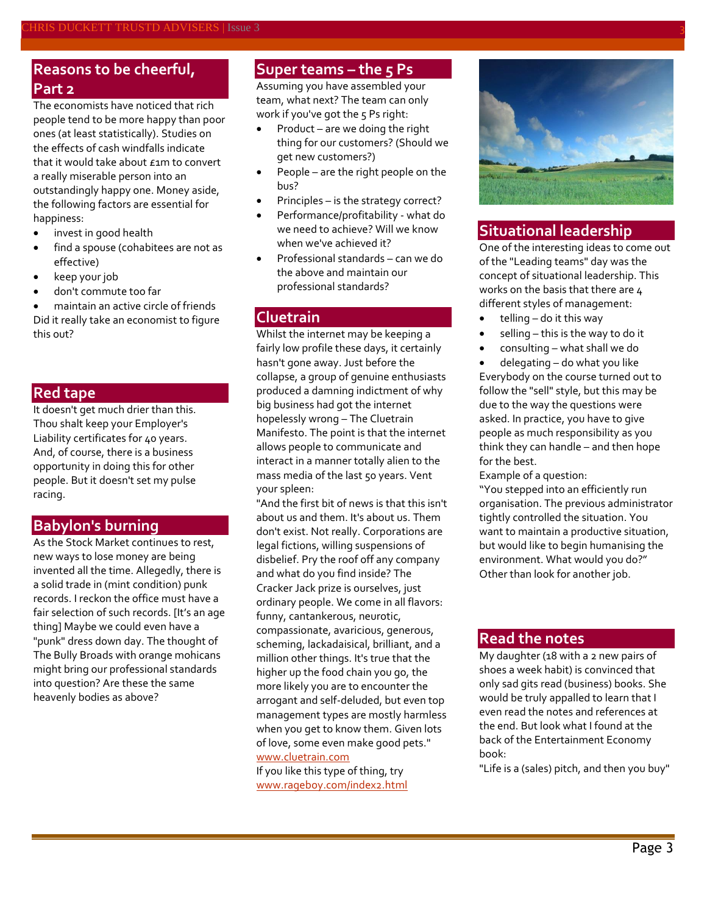## Reasons to be cheerful, Part 2

The economists have noticed that rich people tend to be more happy than poor ones (at least statistically). Studies on the effects of cash windfalls indicate that it would take about £1m to convert a really miserable person into an outstandingly happy one. Money aside, the following factors are essential for happiness:

- invest in good health
- find a spouse (cohabitees are not as effective)
- keep your job
- don't commute too far
- maintain an active circle of friends

Did it really take an economist to figure this out?

## Red tape

It doesn't get much drier than this. Thou shalt keep your Employer's Liability certificates for 40 years. And, of course, there is a business opportunity in doing this for other people. But it doesn't set my pulse racing.

## Babylon's burning

As the Stock Market continues to rest, new ways to lose money are being invented all the time. Allegedly, there is a solid trade in (mint condition) punk records. I reckon the office must have a fair selection of such records. [It's an age thing] Maybe we could even have a "punk" dress down day. The thought of The Bully Broads with orange mohicans might bring our professional standards into question? Are these the same heavenly bodies as above?

## Super teams – the 5 Ps

Assuming you have assembled your team, what next? The team can only work if you've got the 5 Ps right:

- Product – are we doing the right thing for our customers? (Should we get new customers?)
- People – are the right people on the bus?
- Principles – is the strategy correct?
- Performance/profitability - what do we need to achieve? Will we know when we've achieved it?
- Professional standards – can we do the above and maintain our professional standards?

## Cluetrain

Whilst the internet may be keeping a fairly low profile these days, it certainly hasn't gone away. Just before the collapse, a group of genuine enthusiasts produced a damning indictment of why big business had got the internet hopelessly wrong – The Cluetrain Manifesto. The point is that the internet allows people to communicate and interact in a manner totally alien to the mass media of the last 50 years. Vent your spleen:

"And the first bit of news is that this isn't about us and them. It's about us. Them don't exist. Not really. Corporations are legal fictions, willing suspensions of disbelief. Pry the roof off any company and what do you find inside? The Cracker Jack prize is ourselves, just ordinary people. We come in all flavors: funny, cantankerous, neurotic, compassionate, avaricious, generous, scheming, lackadaisical, brilliant, and a million other things. It's true that the higher up the food chain you go, the more likely you are to encounter the arrogant and self-deluded, but even top management types are mostly harmless when you get to know them. Given lots of love, some even make good pets."

www.cluetrain.com

If you like this type of thing, try www.rageboy.com/index2.html

## Situational leadership

One of the interesting ideas to come out of the "Leading teams" day was the concept of situational leadership. This works on the basis that there are 4 different styles of management:

- telling – do it this way
- selling – this is the way to do it
- consulting – what shall we do
- delegating – do what you like

Everybody on the course turned out to follow the "sell" style, but this may be due to the way the questions were asked. In practice, you have to give people as much responsibility as you think they can handle – and then hope for the best.

Example of a question:

"You stepped into an efficiently run organisation. The previous administrator tightly controlled the situation. You want to maintain a productive situation, but would like to begin humanising the environment. What would you do?"

Other than look for another job.

## Read the notes

My daughter (18 with a 2 new pairs of shoes a week habit) is convinced that only sad gits read (business) books. She would be truly appalled to learn that I even read the notes and references at the end. But look what I found at the back of the Entertainment Economy book:

"Life is a (sales) pitch, and then you buy"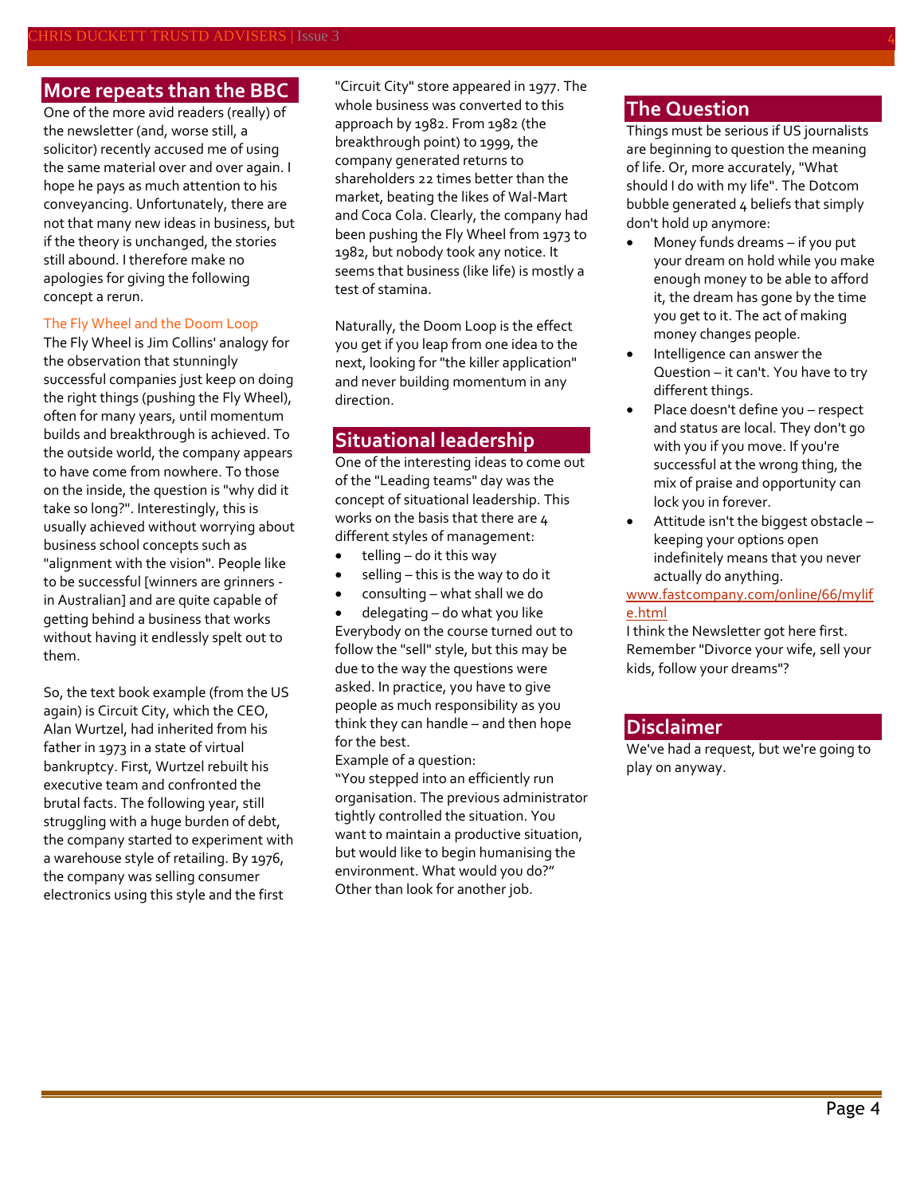## More repeats than the BBC

One of the more avid readers (really) of the newsletter (and, worse still, a solicitor) recently accused me of using the same material over and over again. I hope he pays as much attention to his conveyancing. Unfortunately, there are not that many new ideas in business, but if the theory is unchanged, the stories still abound. I therefore make no apologies for giving the following concept a rerun.

### The Fly Wheel and the Doom Loop

The Fly Wheel is Jim Collins' analogy for the observation that stunningly successful companies just keep on doing the right things (pushing the Fly Wheel), often for many years, until momentum builds and breakthrough is achieved. To the outside world, the company appears to have come from nowhere. To those on the inside, the question is "why did it take so long?". Interestingly, this is usually achieved without worrying about business school concepts such as "alignment with the vision". People like to be successful [winners are grinners - in Australian] and are quite capable of getting behind a business that works without having it endlessly spelt out to them.

So, the text book example (from the US again) is Circuit City, which the CEO, Alan Wurtzel, had inherited from his father in 1973 in a state of virtual bankruptcy. First, Wurtzel rebuilt his executive team and confronted the brutal facts. The following year, still struggling with a huge burden of debt, the company started to experiment with a warehouse style of retailing. By 1976, the company was selling consumer electronics using this style and the first "Circuit City" store appeared in 1977. The whole business was converted to this approach by 1982. From 1982 (the breakthrough point) to 1999, the company generated returns to shareholders 22 times better than the market, beating the likes of Wal-Mart and Coca Cola. Clearly, the company had been pushing the Fly Wheel from 1973 to 1982, but nobody took any notice. It seems that business (like life) is mostly a test of stamina.

Naturally, the Doom Loop is the effect you get if you leap from one idea to the next, looking for "the killer application" and never building momentum in any direction.

## Situational leadership

One of the interesting ideas to come out of the "Leading teams" day was the concept of situational leadership. This works on the basis that there are 4 different styles of management:

- telling – do it this way
- selling – this is the way to do it
- consulting – what shall we do
- delegating – do what you like

Everybody on the course turned out to follow the "sell" style, but this may be due to the way the questions were asked. In practice, you have to give people as much responsibility as you think they can handle – and then hope for the best.

Example of a question:

"You stepped into an efficiently run organisation. The previous administrator tightly controlled the situation. You want to maintain a productive situation, but would like to begin humanising the environment. What would you do?"

Other than look for another job.

## The Question

Things must be serious if US journalists are beginning to question the meaning of life. Or, more accurately, "What should I do with my life". The Dotcom bubble generated 4 beliefs that simply don't hold up anymore:

- Money funds dreams – if you put your dream on hold while you make enough money to be able to afford it, the dream has gone by the time you get to it. The act of making money changes people.
- Intelligence can answer the Question – it can't. You have to try different things.
- Place doesn't define you – respect and status are local. They don't go with you if you move. If you're successful at the wrong thing, the mix of praise and opportunity can lock you in forever.
- Attitude isn't the biggest obstacle – keeping your options open indefinitely means that you never actually do anything.

www.fastcompany.com/online/66/mylife.html

I think the Newsletter got here first. Remember "Divorce your wife, sell your kids, follow your dreams"?

## Disclaimer

We've had a request, but we're going to play on anyway.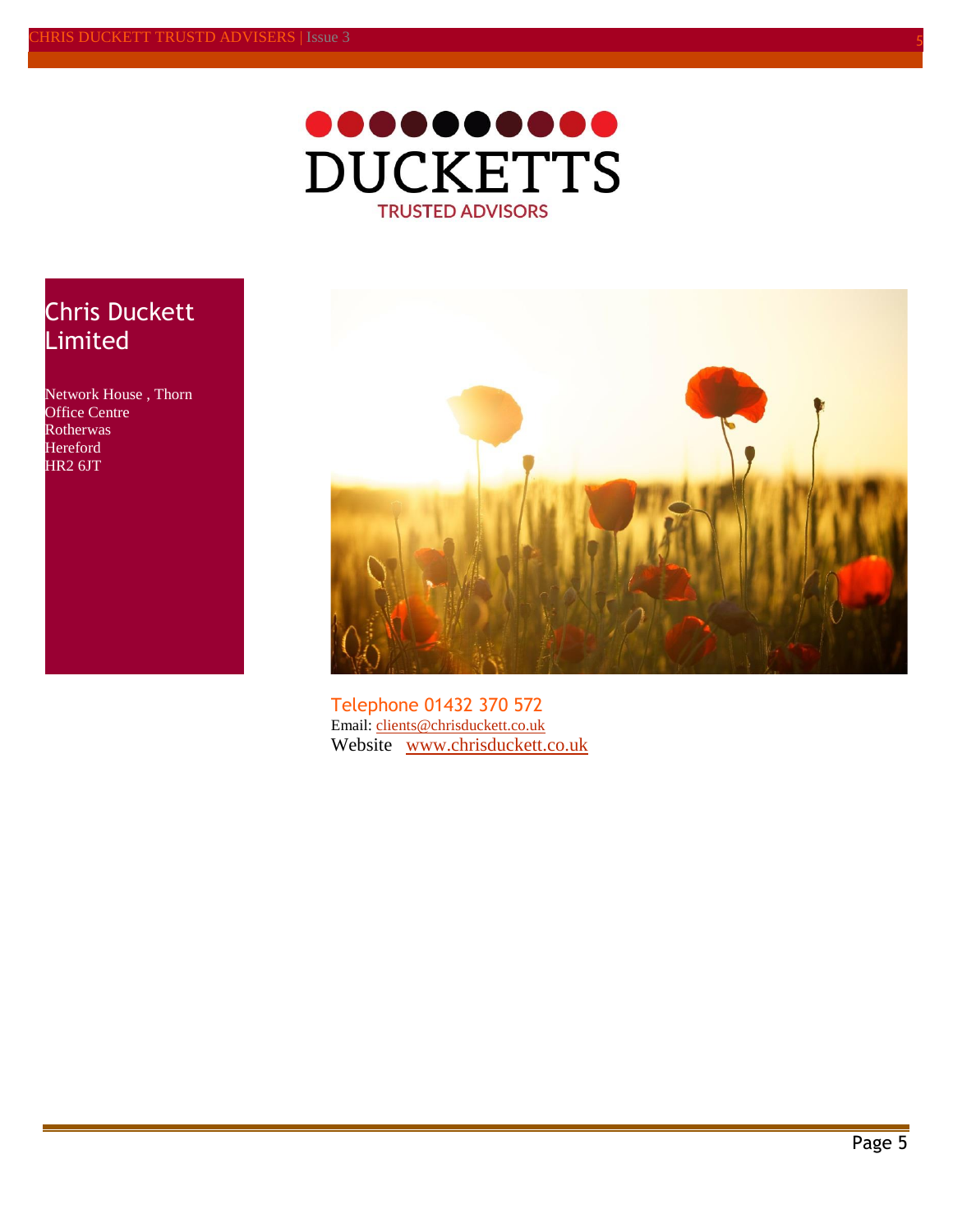DUCKETTS

TRUSTED ADVISORS

## Chris Duckett Limited

Network House , Thorn Office Centre
Rotherwas
Hereford
HR2 6JT

Telephone 01432 370 572
Email: clients@chrisduckett.co.uk
Website www.chrisduckett.co.uk